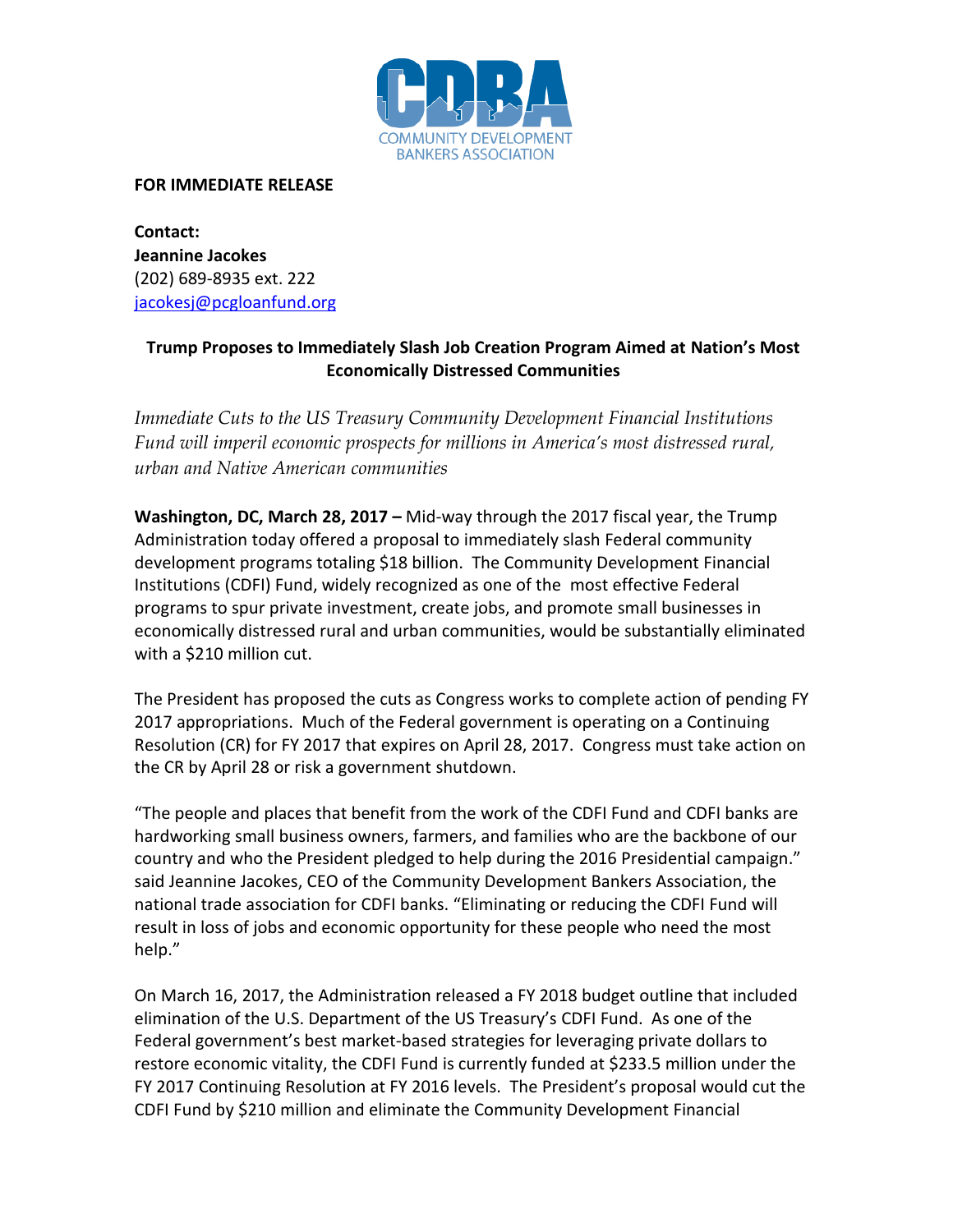COMMUNITY DEVELOPMENT BANKERS ASSOCIATION

**FOR IMMEDIATE RELEASE**

**Contact:**
**Jeannine Jacokes**
(202) 689-8935 ext. 222
jacokesj@pcgloanfund.org

**Trump Proposes to Immediately Slash Job Creation Program Aimed at Nation's Most Economically Distressed Communities**

*Immediate Cuts to the US Treasury Community Development Financial Institutions Fund will imperil economic prospects for millions in America's most distressed rural, urban and Native American communities*

**Washington, DC, March 28, 2017 –** Mid-way through the 2017 fiscal year, the Trump Administration today offered a proposal to immediately slash Federal community development programs totaling $18 billion. The Community Development Financial Institutions (CDFI) Fund, widely recognized as one of the most effective Federal programs to spur private investment, create jobs, and promote small businesses in economically distressed rural and urban communities, would be substantially eliminated with a $210 million cut.

The President has proposed the cuts as Congress works to complete action of pending FY 2017 appropriations. Much of the Federal government is operating on a Continuing Resolution (CR) for FY 2017 that expires on April 28, 2017. Congress must take action on the CR by April 28 or risk a government shutdown.

"The people and places that benefit from the work of the CDFI Fund and CDFI banks are hardworking small business owners, farmers, and families who are the backbone of our country and who the President pledged to help during the 2016 Presidential campaign." said Jeannine Jacokes, CEO of the Community Development Bankers Association, the national trade association for CDFI banks. "Eliminating or reducing the CDFI Fund will result in loss of jobs and economic opportunity for these people who need the most help."

On March 16, 2017, the Administration released a FY 2018 budget outline that included elimination of the U.S. Department of the US Treasury's CDFI Fund. As one of the Federal government's best market-based strategies for leveraging private dollars to restore economic vitality, the CDFI Fund is currently funded at $233.5 million under the FY 2017 Continuing Resolution at FY 2016 levels. The President's proposal would cut the CDFI Fund by $210 million and eliminate the Community Development Financial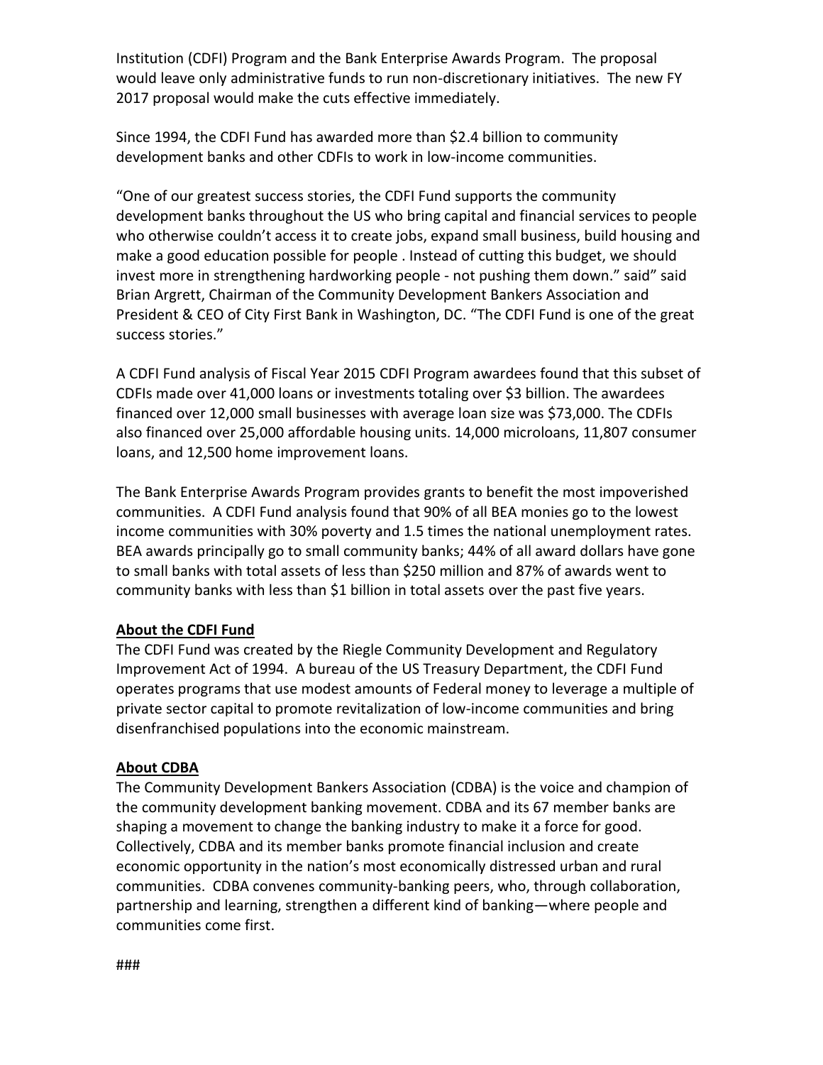Institution (CDFI) Program and the Bank Enterprise Awards Program. The proposal would leave only administrative funds to run non-discretionary initiatives. The new FY 2017 proposal would make the cuts effective immediately.

Since 1994, the CDFI Fund has awarded more than $2.4 billion to community development banks and other CDFIs to work in low-income communities.

"One of our greatest success stories, the CDFI Fund supports the community development banks throughout the US who bring capital and financial services to people who otherwise couldn't access it to create jobs, expand small business, build housing and make a good education possible for people . Instead of cutting this budget, we should invest more in strengthening hardworking people - not pushing them down." said" said Brian Argrett, Chairman of the Community Development Bankers Association and President & CEO of City First Bank in Washington, DC. "The CDFI Fund is one of the great success stories."

A CDFI Fund analysis of Fiscal Year 2015 CDFI Program awardees found that this subset of CDFIs made over 41,000 loans or investments totaling over $3 billion. The awardees financed over 12,000 small businesses with average loan size was $73,000. The CDFIs also financed over 25,000 affordable housing units. 14,000 microloans, 11,807 consumer loans, and 12,500 home improvement loans.

The Bank Enterprise Awards Program provides grants to benefit the most impoverished communities. A CDFI Fund analysis found that 90% of all BEA monies go to the lowest income communities with 30% poverty and 1.5 times the national unemployment rates. BEA awards principally go to small community banks; 44% of all award dollars have gone to small banks with total assets of less than $250 million and 87% of awards went to community banks with less than $1 billion in total assets over the past five years.

**About the CDFI Fund**

The CDFI Fund was created by the Riegle Community Development and Regulatory Improvement Act of 1994. A bureau of the US Treasury Department, the CDFI Fund operates programs that use modest amounts of Federal money to leverage a multiple of private sector capital to promote revitalization of low-income communities and bring disenfranchised populations into the economic mainstream.

**About CDBA**

The Community Development Bankers Association (CDBA) is the voice and champion of the community development banking movement. CDBA and its 67 member banks are shaping a movement to change the banking industry to make it a force for good. Collectively, CDBA and its member banks promote financial inclusion and create economic opportunity in the nation's most economically distressed urban and rural communities. CDBA convenes community-banking peers, who, through collaboration, partnership and learning, strengthen a different kind of banking—where people and communities come first.

###